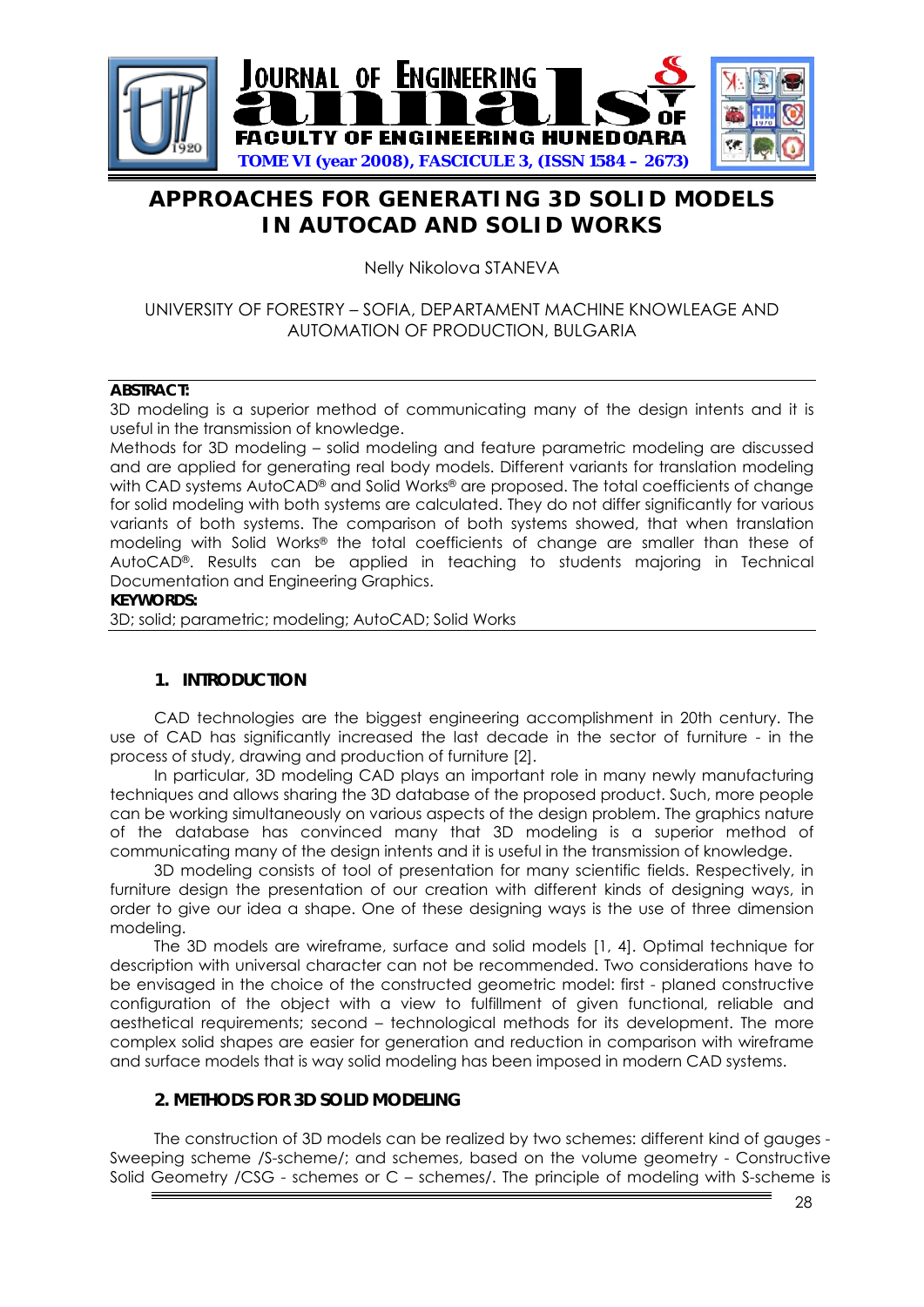# APPROACHES FOR GENERATING 3D SOLID MODELS IN AUTOCAD AND SOLID WORKS

Nelly Nikolova STANEVA

UNIVERSITY OF FORESTRY – SOFIA, DEPARTAMENT MACHINE KNOWLEAGE AND AUTOMATION OF PRODUCTION, BULGARIA

**ABSTRACT:**

3D modeling is a superior method of communicating many of the design intents and it is useful in the transmission of knowledge.

Methods for 3D modeling – solid modeling and feature parametric modeling are discussed and are applied for generating real body models. Different variants for translation modeling with CAD systems AutoCAD® and Solid Works® are proposed. The total coefficients of change for solid modeling with both systems are calculated. They do not differ significantly for various variants of both systems. The comparison of both systems showed, that when translation modeling with Solid Works® the total coefficients of change are smaller than these of AutoCAD®. Results can be applied in teaching to students majoring in Technical Documentation and Engineering Graphics.

**KEYWORDS:**

3D; solid; parametric; modeling; AutoCAD; Solid Works

## 1. INTRODUCTION

CAD technologies are the biggest engineering accomplishment in 20th century. The use of CAD has significantly increased the last decade in the sector of furniture - in the process of study, drawing and production of furniture [2].

In particular, 3D modeling CAD plays an important role in many newly manufacturing techniques and allows sharing the 3D database of the proposed product. Such, more people can be working simultaneously on various aspects of the design problem. The graphics nature of the database has convinced many that 3D modeling is a superior method of communicating many of the design intents and it is useful in the transmission of knowledge.

3D modeling consists of tool of presentation for many scientific fields. Respectively, in furniture design the presentation of our creation with different kinds of designing ways, in order to give our idea a shape. One of these designing ways is the use of three dimension modeling.

The 3D models are wireframe, surface and solid models [1, 4]. Optimal technique for description with universal character can not be recommended. Two considerations have to be envisaged in the choice of the constructed geometric model: first - planed constructive configuration of the object with a view to fulfillment of given functional, reliable and aesthetical requirements; second – technological methods for its development. The more complex solid shapes are easier for generation and reduction in comparison with wireframe and surface models that is way solid modeling has been imposed in modern CAD systems.

## 2. METHODS FOR 3D SOLID MODELING

The construction of 3D models can be realized by two schemes: different kind of gauges - Sweeping scheme /S-scheme/; and schemes, based on the volume geometry - Constructive Solid Geometry /CSG - schemes or C – schemes/. The principle of modeling with S-scheme is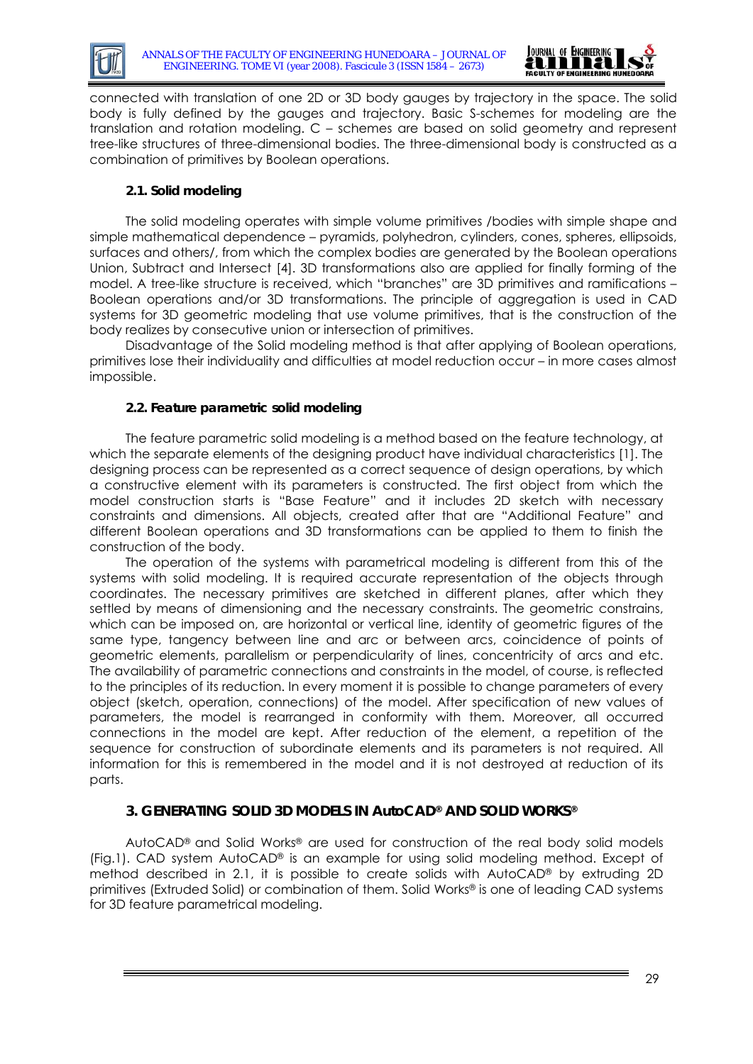connected with translation of one 2D or 3D body gauges by trajectory in the space. The solid body is fully defined by the gauges and trajectory. Basic S-schemes for modeling are the translation and rotation modeling. C – schemes are based on solid geometry and represent tree-like structures of three-dimensional bodies. The three-dimensional body is constructed as a combination of primitives by Boolean operations.

### 2.1. Solid modeling

The solid modeling operates with simple volume primitives /bodies with simple shape and simple mathematical dependence – pyramids, polyhedron, cylinders, cones, spheres, ellipsoids, surfaces and others/, from which the complex bodies are generated by the Boolean operations Union, Subtract and Intersect [4]. 3D transformations also are applied for finally forming of the model. A tree-like structure is received, which "branches" are 3D primitives and ramifications – Boolean operations and/or 3D transformations. The principle of aggregation is used in CAD systems for 3D geometric modeling that use volume primitives, that is the construction of the body realizes by consecutive union or intersection of primitives.

Disadvantage of the Solid modeling method is that after applying of Boolean operations, primitives lose their individuality and difficulties at model reduction occur – in more cases almost impossible.

### 2.2. Feature parametric solid modeling

The feature parametric solid modeling is a method based on the feature technology, at which the separate elements of the designing product have individual characteristics [1]. The designing process can be represented as a correct sequence of design operations, by which a constructive element with its parameters is constructed. The first object from which the model construction starts is "Base Feature" and it includes 2D sketch with necessary constraints and dimensions. All objects, created after that are "Additional Feature" and different Boolean operations and 3D transformations can be applied to them to finish the construction of the body.

The operation of the systems with parametrical modeling is different from this of the systems with solid modeling. It is required accurate representation of the objects through coordinates. The necessary primitives are sketched in different planes, after which they settled by means of dimensioning and the necessary constraints. The geometric constrains, which can be imposed on, are horizontal or vertical line, identity of geometric figures of the same type, tangency between line and arc or between arcs, coincidence of points of geometric elements, parallelism or perpendicularity of lines, concentricity of arcs and etc. The availability of parametric connections and constraints in the model, of course, is reflected to the principles of its reduction. In every moment it is possible to change parameters of every object (sketch, operation, connections) of the model. After specification of new values of parameters, the model is rearranged in conformity with them. Moreover, all occurred connections in the model are kept. After reduction of the element, a repetition of the sequence for construction of subordinate elements and its parameters is not required. All information for this is remembered in the model and it is not destroyed at reduction of its parts.

## 3. GENERATING SOLID 3D MODELS IN AutoCAD® AND SOLID WORKS®

AutoCAD® and Solid Works® are used for construction of the real body solid models (Fig.1). CAD system AutoCAD® is an example for using solid modeling method. Except of method described in 2.1, it is possible to create solids with AutoCAD® by extruding 2D primitives (Extruded Solid) or combination of them. Solid Works® is one of leading CAD systems for 3D feature parametrical modeling.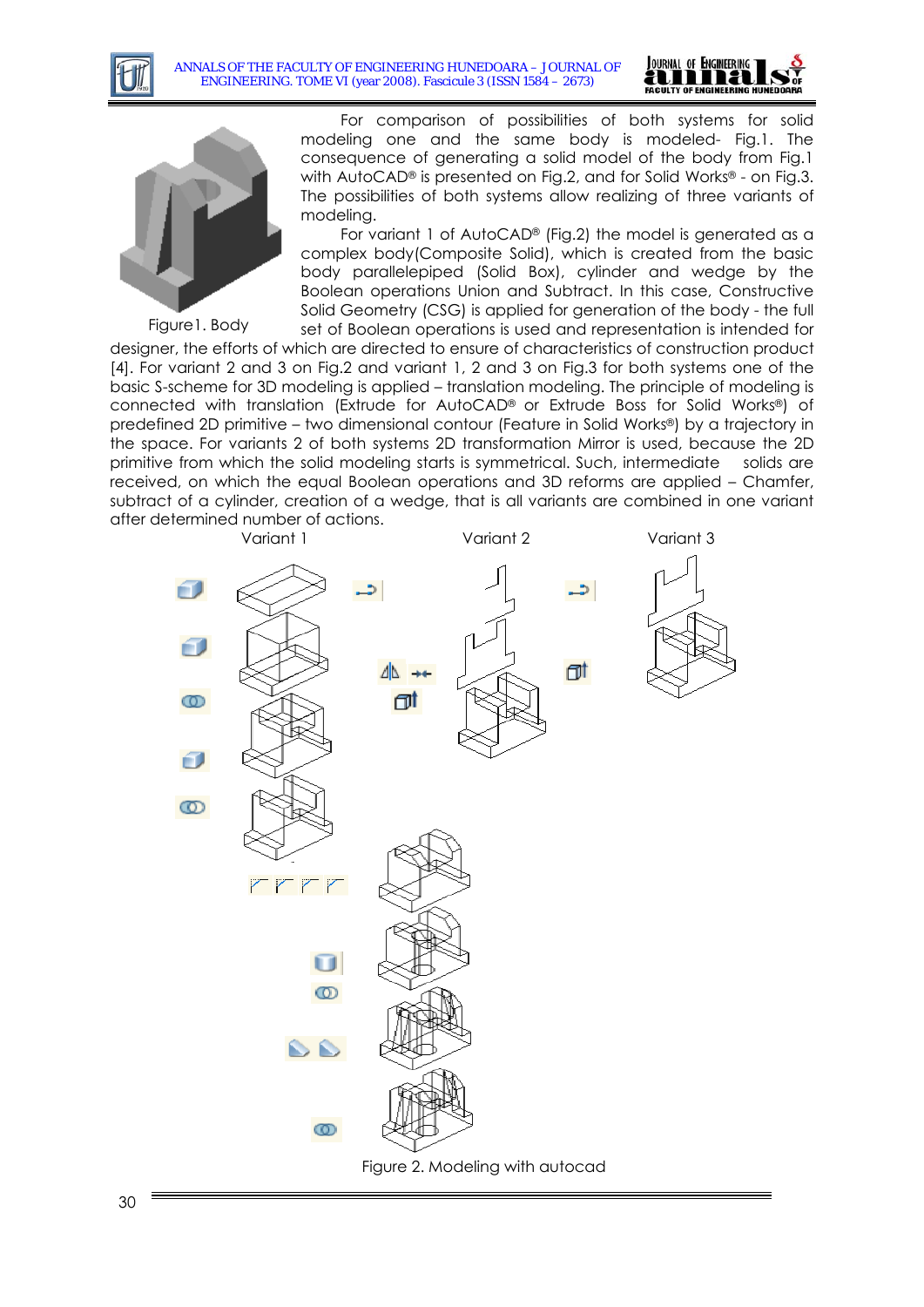Figure1. Body

For comparison of possibilities of both systems for solid modeling one and the same body is modeled- Fig.1. The consequence of generating a solid model of the body from Fig.1 with AutoCAD® is presented on Fig.2, and for Solid Works® - on Fig.3. The possibilities of both systems allow realizing of three variants of modeling.

For variant 1 of AutoCAD® (Fig.2) the model is generated as a complex body(Composite Solid), which is created from the basic body parallelepiped (Solid Box), cylinder and wedge by the Boolean operations Union and Subtract. In this case, Constructive Solid Geometry (CSG) is applied for generation of the body - the full set of Boolean operations is used and representation is intended for designer, the efforts of which are directed to ensure of characteristics of construction product [4]. For variant 2 and 3 on Fig.2 and variant 1, 2 and 3 on Fig.3 for both systems one of the basic S-scheme for 3D modeling is applied – translation modeling. The principle of modeling is connected with translation (Extrude for AutoCAD® or Extrude Boss for Solid Works®) of predefined 2D primitive – two dimensional contour (Feature in Solid Works®) by a trajectory in the space. For variants 2 of both systems 2D transformation Mirror is used, because the 2D primitive from which the solid modeling starts is symmetrical. Such, intermediate solids are received, on which the equal Boolean operations and 3D reforms are applied – Chamfer, subtract of a cylinder, creation of a wedge, that is all variants are combined in one variant after determined number of actions.

Variant 1 Variant 2 Variant 3

Figure 2. Modeling with autocad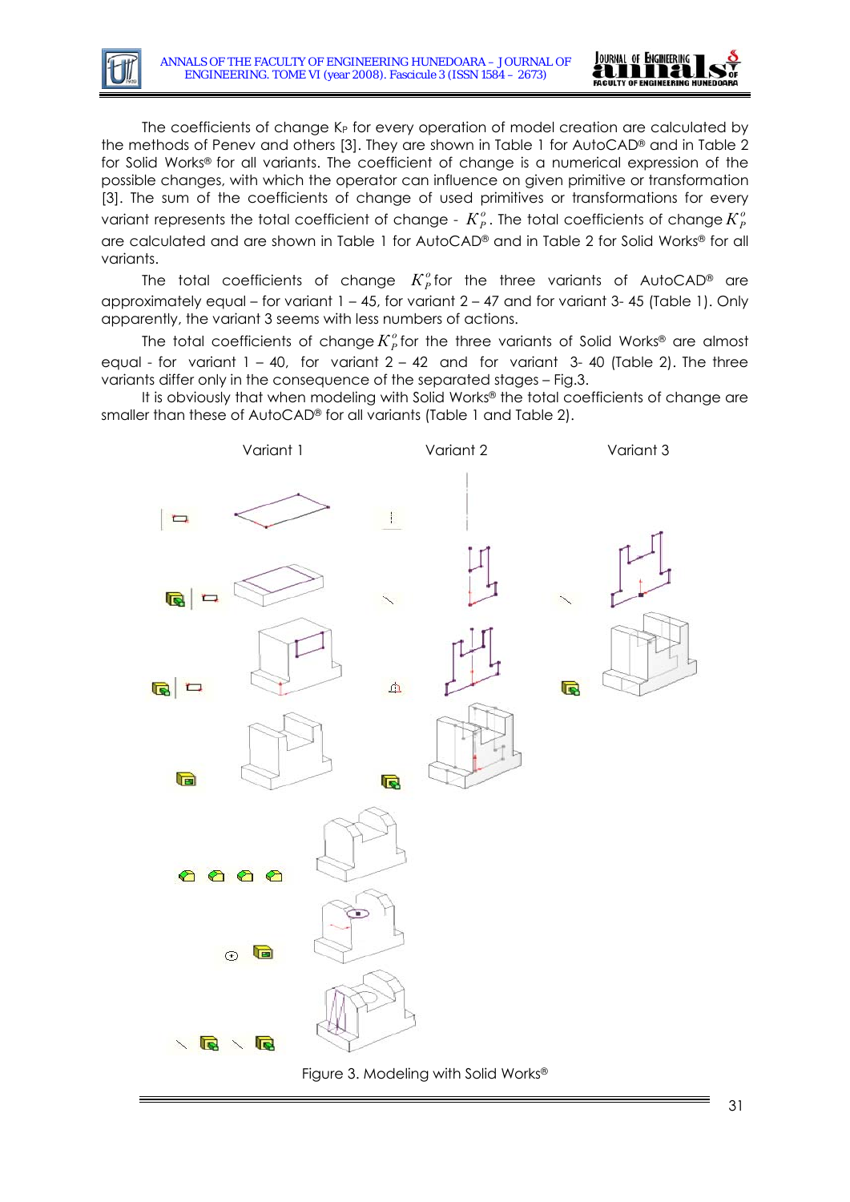The coefficients of change $K_P$ for every operation of model creation are calculated by the methods of Penev and others [3]. They are shown in Table 1 for AutoCAD® and in Table 2 for Solid Works® for all variants. The coefficient of change is a numerical expression of the possible changes, with which the operator can influence on given primitive or transformation [3]. The sum of the coefficients of change of used primitives or transformations for every variant represents the total coefficient of change - $K_P^o$. The total coefficients of change $K_P^o$ are calculated and are shown in Table 1 for AutoCAD® and in Table 2 for Solid Works® for all variants.

The total coefficients of change $K_P^o$ for the three variants of AutoCAD® are approximately equal – for variant 1 – 45, for variant 2 – 47 and for variant 3- 45 (Table 1). Only apparently, the variant 3 seems with less numbers of actions.

The total coefficients of change $K_P^o$ for the three variants of Solid Works® are almost equal - for variant 1 – 40, for variant 2 – 42 and for variant 3- 40 (Table 2). The three variants differ only in the consequence of the separated stages – Fig.3.

It is obviously that when modeling with Solid Works® the total coefficients of change are smaller than these of AutoCAD® for all variants (Table 1 and Table 2).

Variant 1 Variant 2 Variant 3

Figure 3. Modeling with Solid Works®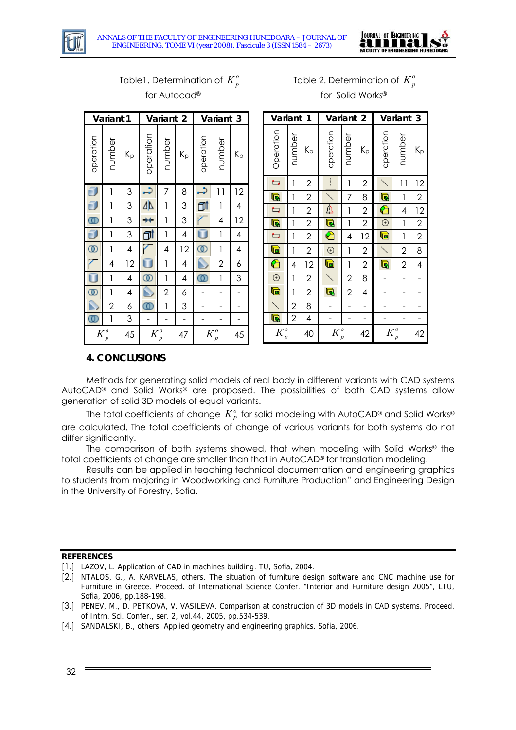Table1. Determination of $K_p^o$ for Autocad®

| Variant 1 | | | Variant 2 | | | Variant 3 | | |
|---|---|---|---|---|---|---|---|---|
| operation | number | $K_p$ | operation | number | $K_p$ | operation | number | $K_p$ |
| | 1 | 3 | | 7 | 8 | | 11 | 12 |
| | 1 | 3 | | 1 | 3 | | 1 | 4 |
| | 1 | 3 | | 1 | 3 | | 4 | 12 |
| | 1 | 3 | | 1 | 4 | | 1 | 4 |
| | 1 | 4 | | 4 | 12 | | 1 | 4 |
| | 4 | 12 | | 1 | 4 | | 2 | 6 |
| | 1 | 4 | | 1 | 4 | | 1 | 3 |
| | 1 | 4 | | 2 | 6 | - | - | - |
| | 2 | 6 | | 1 | 3 | - | - | - |
| | 1 | 3 | - | - | - | - | - | - |
| $K_p^o$ | | 45 | $K_p^o$ | | 47 | $K_p^o$ | | 45 |

Table 2. Determination of $K_p^o$ for Solid Works®

| Variant 1 | | | Variant 2 | | | Variant 3 | | |
|---|---|---|---|---|---|---|---|---|
| Operation | number | $K_p$ | operation | number | $K_p$ | operation | number | $K_p$ |
| | 1 | 2 | | 1 | 2 | | 11 | 12 |
| | 1 | 2 | | 7 | 8 | | 1 | 2 |
| | 1 | 2 | | 1 | 2 | | 4 | 12 |
| | 1 | 2 | | 1 | 2 | | 1 | 2 |
| | 1 | 2 | | 4 | 12 | | 1 | 2 |
| | 1 | 2 | | 1 | 2 | | 2 | 8 |
| | 4 | 12 | | 1 | 2 | | 2 | 4 |
| | 1 | 2 | | 2 | 8 | - | - | - |
| | 1 | 2 | | 2 | 4 | - | - | - |
| | 2 | 8 | - | - | - | - | - | - |
| | 2 | 4 | - | - | - | - | - | - |
| $K_p^o$ | | 40 | $K_p^o$ | | 42 | $K_p^o$ | | 42 |

## 4. CONCLUSIONS

Methods for generating solid models of real body in different variants with CAD systems AutoCAD® and Solid Works® are proposed. The possibilities of both CAD systems allow generation of solid 3D models of equal variants.

The total coefficients of change $K_P^o$ for solid modeling with AutoCAD® and Solid Works® are calculated. The total coefficients of change of various variants for both systems do not differ significantly.

The comparison of both systems showed, that when modeling with Solid Works® the total coefficients of change are smaller than that in AutoCAD® for translation modeling.

Results can be applied in teaching technical documentation and engineering graphics to students from majoring in Woodworking and Furniture Production" and Engineering Design in the University of Forestry, Sofia.

## REFERENCES

[1.] LAZOV, L. Application of CAD in machines building. TU, Sofia, 2004.

[2.] NTALOS, G., A. KARVELAS, others. The situation of furniture design software and CNC machine use for Furniture in Greece. Proceed. of International Science Confer. "Interior and Furniture design 2005", LTU, Sofia, 2006, pp.188-198.

[3.] PENEV, M., D. PETKOVA, V. VASILEVA. Comparison at construction of 3D models in CAD systems. Proceed. of Intrn. Sci. Confer., ser. 2, vol.44, 2005, pp.534-539.

[4.] SANDALSKI, B., others. Applied geometry and engineering graphics. Sofia, 2006.